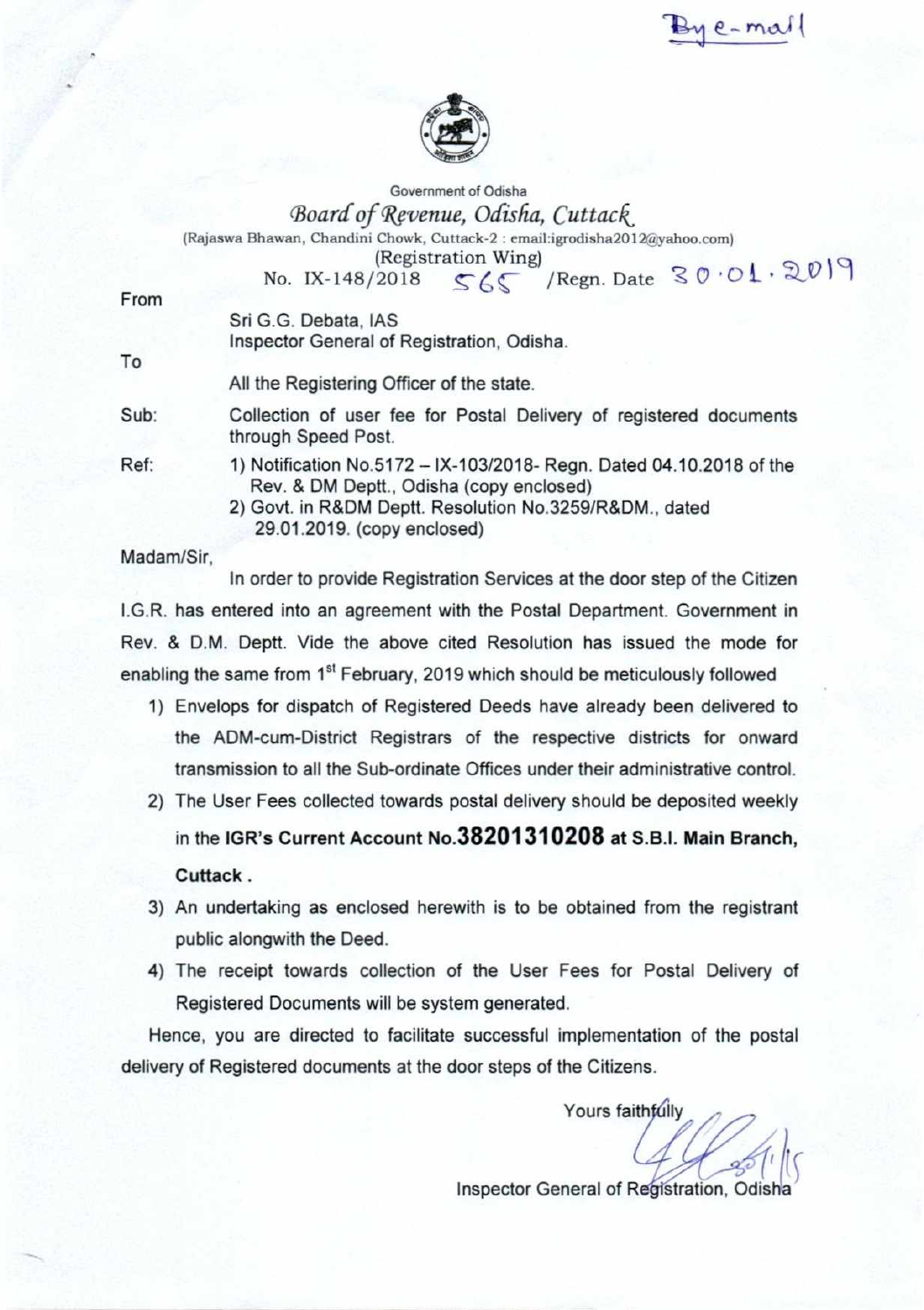By e-mail

Government of Odisha

*Board of Revenue, Odisha, Cuttack*

(Rajaswa Bhawan, Chandini Chowk, Cuttack-2 : email:igrodisha2012@yahoo.com)

(Registration Wing)

No. IX-148/2018 565 /Regn. Date 30.01.2019

From

Sri G.G. Debata, IAS
Inspector General of Registration, Odisha.

To

All the Registering Officer of the state.

Sub: Collection of user fee for Postal Delivery of registered documents through Speed Post.

Ref:
1) Notification No.5172 – IX-103/2018- Regn. Dated 04.10.2018 of the Rev. & DM Deptt., Odisha (copy enclosed)
2) Govt. in R&DM Deptt. Resolution No.3259/R&DM., dated 29.01.2019. (copy enclosed)

Madam/Sir,

In order to provide Registration Services at the door step of the Citizen I.G.R. has entered into an agreement with the Postal Department. Government in Rev. & D.M. Deptt. Vide the above cited Resolution has issued the mode for enabling the same from 1st February, 2019 which should be meticulously followed

1) Envelops for dispatch of Registered Deeds have already been delivered to the ADM-cum-District Registrars of the respective districts for onward transmission to all the Sub-ordinate Offices under their administrative control.
2) The User Fees collected towards postal delivery should be deposited weekly in the **IGR's Current Account No.38201310208 at S.B.I. Main Branch, Cuttack**.
3) An undertaking as enclosed herewith is to be obtained from the registrant public alongwith the Deed.
4) The receipt towards collection of the User Fees for Postal Delivery of Registered Documents will be system generated.

Hence, you are directed to facilitate successful implementation of the postal delivery of Registered documents at the door steps of the Citizens.

Yours faithfully

30/1/19

Inspector General of Registration, Odisha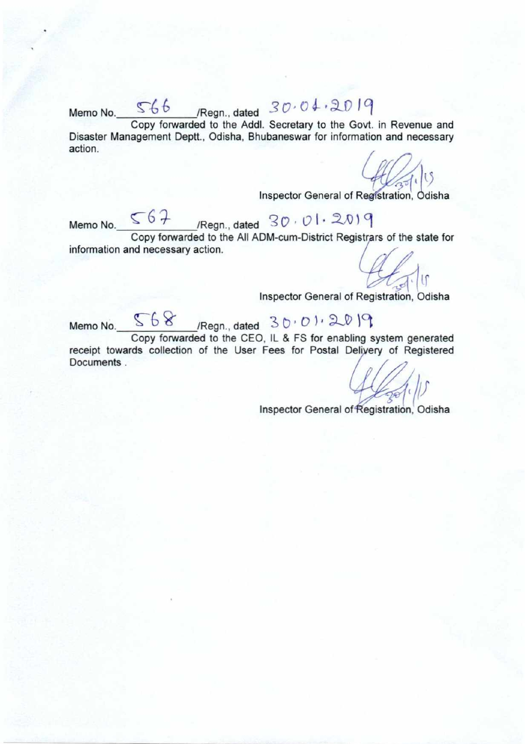Memo No. 566 /Regn., dated 30.01.2019

Copy forwarded to the Addl. Secretary to the Govt. in Revenue and Disaster Management Deptt., Odisha, Bhubaneswar for information and necessary action.

Inspector General of Registration, Odisha

Memo No. 567 /Regn., dated 30.01.2019

Copy forwarded to the All ADM-cum-District Registrars of the state for information and necessary action.

Inspector General of Registration, Odisha

Memo No. 568 /Regn., dated 30.01.2019

Copy forwarded to the CEO, IL & FS for enabling system generated receipt towards collection of the User Fees for Postal Delivery of Registered Documents .

Inspector General of Registration, Odisha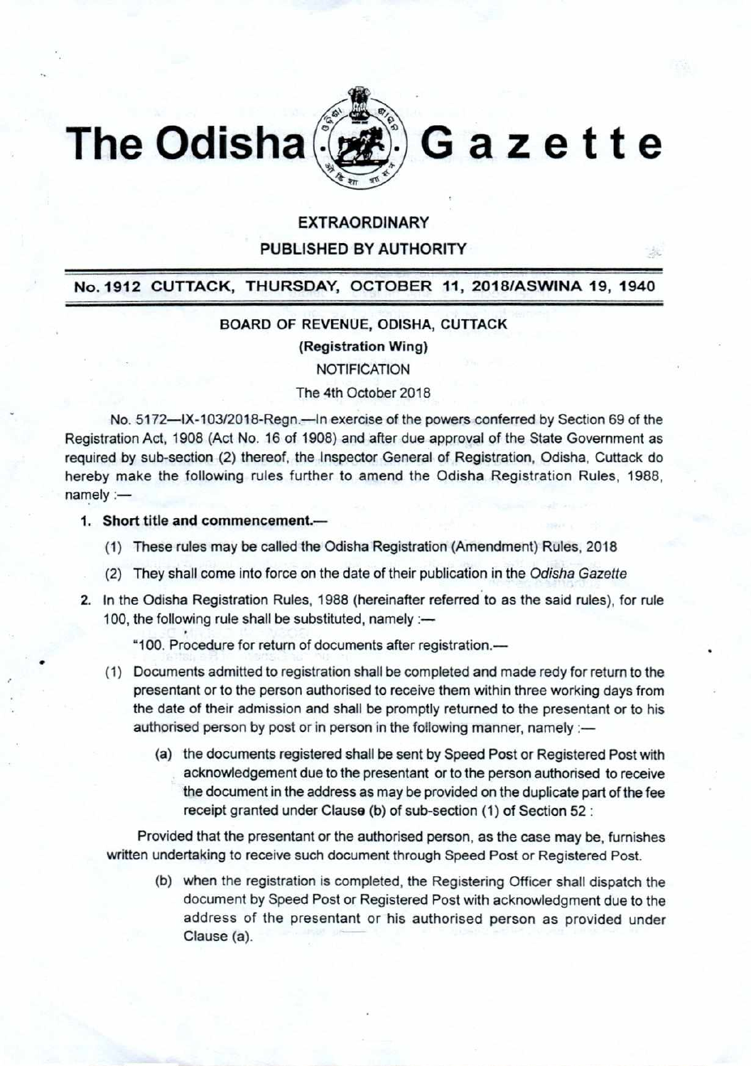# The Odisha Gazette

**EXTRAORDINARY**

**PUBLISHED BY AUTHORITY**

**No. 1912 CUTTACK, THURSDAY, OCTOBER 11, 2018/ASWINA 19, 1940**

**BOARD OF REVENUE, ODISHA, CUTTACK**

**(Registration Wing)**

NOTIFICATION

The 4th October 2018

No. 5172—IX-103/2018-Regn.—In exercise of the powers conferred by Section 69 of the Registration Act, 1908 (Act No. 16 of 1908) and after due approval of the State Government as required by sub-section (2) thereof, the Inspector General of Registration, Odisha, Cuttack do hereby make the following rules further to amend the Odisha Registration Rules, 1988, namely :—

1. **Short title and commencement.—**
   (1) These rules may be called the Odisha Registration (Amendment) Rules, 2018
   (2) They shall come into force on the date of their publication in the *Odisha Gazette*
2. In the Odisha Registration Rules, 1988 (hereinafter referred to as the said rules), for rule 100, the following rule shall be substituted, namely :—

"100. Procedure for return of documents after registration.—

(1) Documents admitted to registration shall be completed and made redy for return to the presentant or to the person authorised to receive them within three working days from the date of their admission and shall be promptly returned to the presentant or to his authorised person by post or in person in the following manner, namely :—

(a) the documents registered shall be sent by Speed Post or Registered Post with acknowledgement due to the presentant or to the person authorised to receive the document in the address as may be provided on the duplicate part of the fee receipt granted under Clause (b) of sub-section (1) of Section 52 :

Provided that the presentant or the authorised person, as the case may be, furnishes written undertaking to receive such document through Speed Post or Registered Post.

(b) when the registration is completed, the Registering Officer shall dispatch the document by Speed Post or Registered Post with acknowledgment due to the address of the presentant or his authorised person as provided under Clause (a).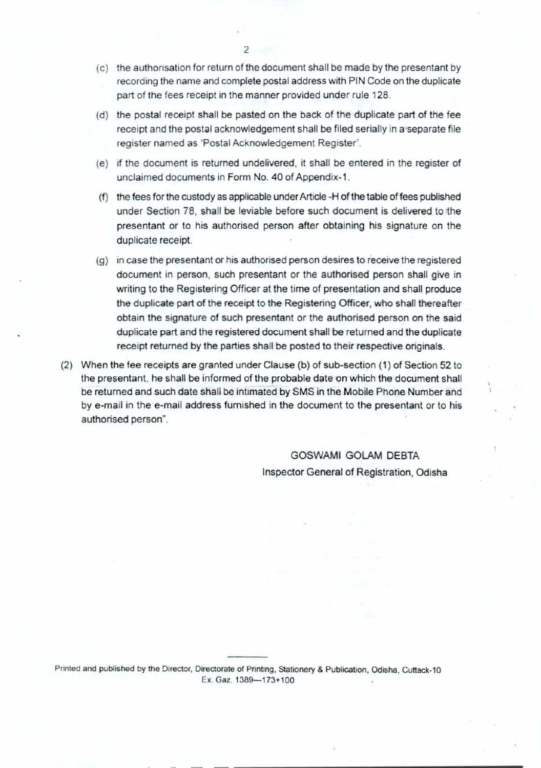(c) the authorisation for return of the document shall be made by the presentant by recording the name and complete postal address with PIN Code on the duplicate part of the fees receipt in the manner provided under rule 128.

(d) the postal receipt shall be pasted on the back of the duplicate part of the fee receipt and the postal acknowledgement shall be filed serially in a separate file register named as 'Postal Acknowledgement Register'.

(e) if the document is returned undelivered, it shall be entered in the register of unclaimed documents in Form No. 40 of Appendix-1.

(f) the fees for the custody as applicable under Article -H of the table of fees published under Section 78, shall be leviable before such document is delivered to the presentant or to his authorised person after obtaining his signature on the duplicate receipt.

(g) in case the presentant or his authorised person desires to receive the registered document in person, such presentant or the authorised person shall give in writing to the Registering Officer at the time of presentation and shall produce the duplicate part of the receipt to the Registering Officer, who shall thereafter obtain the signature of such presentant or the authorised person on the said duplicate part and the registered document shall be returned and the duplicate receipt returned by the parties shall be posted to their respective originals.

(2) When the fee receipts are granted under Clause (b) of sub-section (1) of Section 52 to the presentant, he shall be informed of the probable date on which the document shall be returned and such date shall be intimated by SMS in the Mobile Phone Number and by e-mail in the e-mail address furnished in the document to the presentant or to his authorised person".

GOSWAMI GOLAM DEBTA

Inspector General of Registration, Odisha

Printed and published by the Director, Directorate of Printing, Stationery & Publication, Odisha, Cuttack-10

Ex. Gaz. 1389—173+100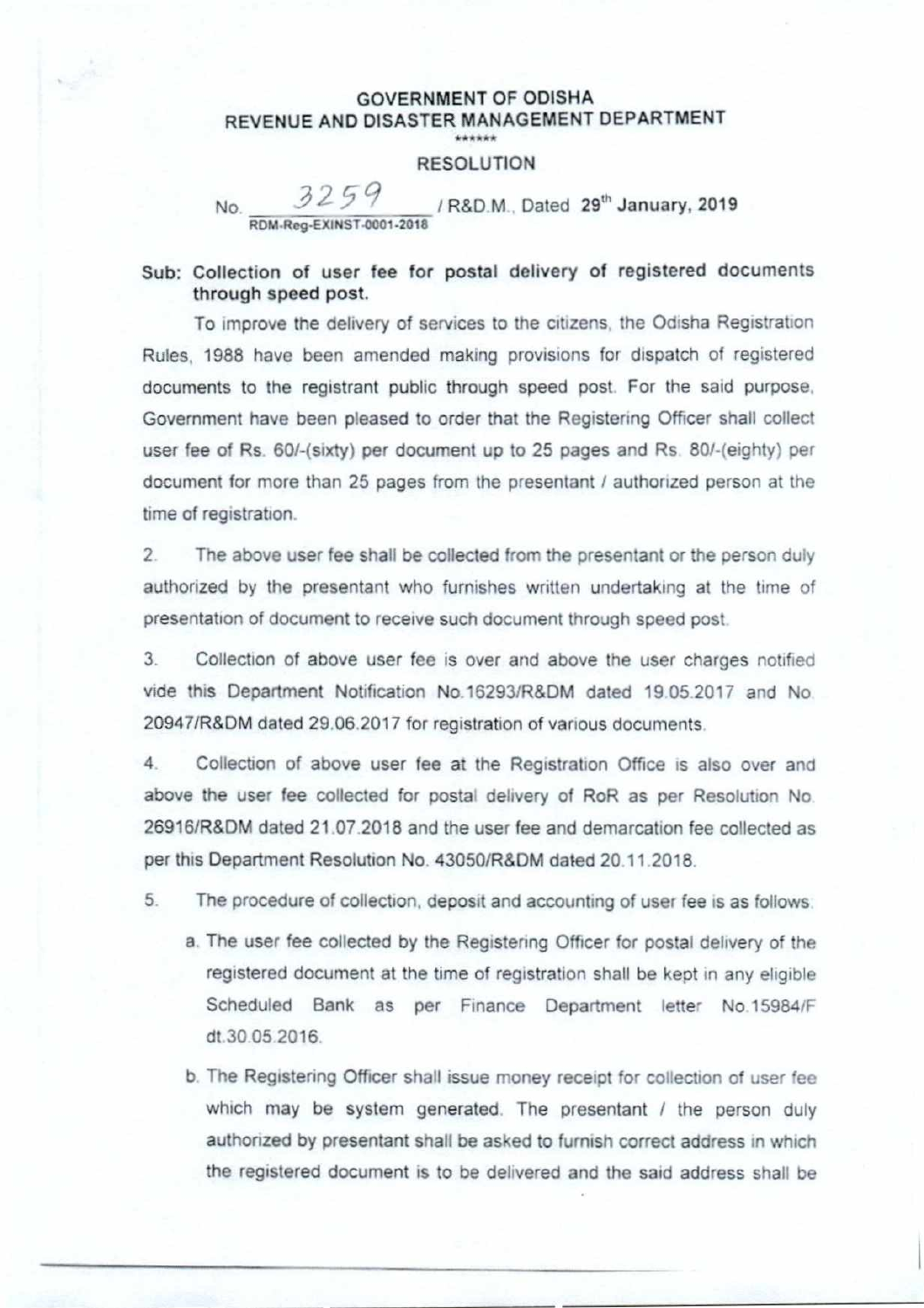**GOVERNMENT OF ODISHA**
**REVENUE AND DISASTER MANAGEMENT DEPARTMENT**

\*\*\*\*\*\*

**RESOLUTION**

No. 3259 / R&D.M., Dated **29th January, 2019**
RDM-Reg-EXINST-0001-2018

**Sub: Collection of user fee for postal delivery of registered documents through speed post.**

To improve the delivery of services to the citizens, the Odisha Registration Rules, 1988 have been amended making provisions for dispatch of registered documents to the registrant public through speed post. For the said purpose, Government have been pleased to order that the Registering Officer shall collect user fee of Rs. 60/-(sixty) per document up to 25 pages and Rs. 80/-(eighty) per document for more than 25 pages from the presentant / authorized person at the time of registration.

2. The above user fee shall be collected from the presentant or the person duly authorized by the presentant who furnishes written undertaking at the time of presentation of document to receive such document through speed post.

3. Collection of above user fee is over and above the user charges notified vide this Department Notification No.16293/R&DM dated 19.05.2017 and No. 20947/R&DM dated 29.06.2017 for registration of various documents.

4. Collection of above user fee at the Registration Office is also over and above the user fee collected for postal delivery of RoR as per Resolution No. 26916/R&DM dated 21.07.2018 and the user fee and demarcation fee collected as per this Department Resolution No. 43050/R&DM dated 20.11.2018.

5. The procedure of collection, deposit and accounting of user fee is as follows:

   a. The user fee collected by the Registering Officer for postal delivery of the registered document at the time of registration shall be kept in any eligible Scheduled Bank as per Finance Department letter No.15984/F dt.30.05.2016.

   b. The Registering Officer shall issue money receipt for collection of user fee which may be system generated. The presentant / the person duly authorized by presentant shall be asked to furnish correct address in which the registered document is to be delivered and the said address shall be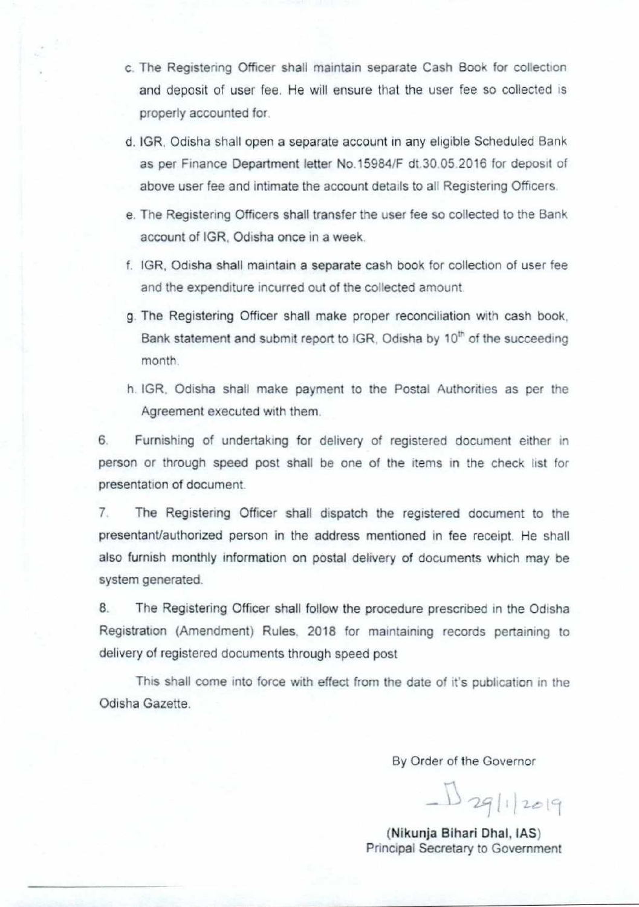c. The Registering Officer shall maintain separate Cash Book for collection and deposit of user fee. He will ensure that the user fee so collected is properly accounted for.

d. IGR, Odisha shall open a separate account in any eligible Scheduled Bank as per Finance Department letter No.15984/F dt.30.05.2016 for deposit of above user fee and intimate the account details to all Registering Officers.

e. The Registering Officers shall transfer the user fee so collected to the Bank account of IGR, Odisha once in a week.

f. IGR, Odisha shall maintain a separate cash book for collection of user fee and the expenditure incurred out of the collected amount.

g. The Registering Officer shall make proper reconciliation with cash book, Bank statement and submit report to IGR, Odisha by 10th of the succeeding month.

h. IGR, Odisha shall make payment to the Postal Authorities as per the Agreement executed with them.

6. Furnishing of undertaking for delivery of registered document either in person or through speed post shall be one of the items in the check list for presentation of document.

7. The Registering Officer shall dispatch the registered document to the presentant/authorized person in the address mentioned in fee receipt. He shall also furnish monthly information on postal delivery of documents which may be system generated.

8. The Registering Officer shall follow the procedure prescribed in the Odisha Registration (Amendment) Rules, 2018 for maintaining records pertaining to delivery of registered documents through speed post

This shall come into force with effect from the date of it's publication in the Odisha Gazette.

By Order of the Governor

Sd/- 29/1/2019

**(Nikunja Bihari Dhal, IAS)**
Principal Secretary to Government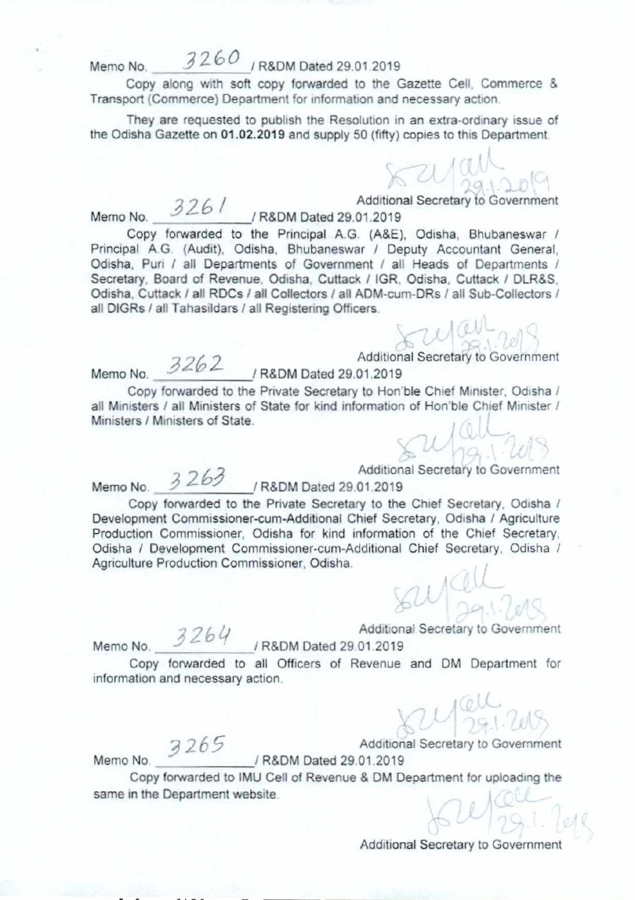Memo No. 3260 / R&DM Dated 29.01.2019

Copy along with soft copy forwarded to the Gazette Cell, Commerce & Transport (Commerce) Department for information and necessary action.

They are requested to publish the Resolution in an extra-ordinary issue of the Odisha Gazette on **01.02.2019** and supply 50 (fifty) copies to this Department.

Sd/- 29.1.2019

Additional Secretary to Government

Memo No. 3261 / R&DM Dated 29.01.2019

Copy forwarded to the Principal A.G. (A&E), Odisha, Bhubaneswar / Principal A.G. (Audit), Odisha, Bhubaneswar / Deputy Accountant General, Odisha, Puri / all Departments of Government / all Heads of Departments / Secretary, Board of Revenue, Odisha, Cuttack / IGR, Odisha, Cuttack / DLR&S, Odisha, Cuttack / all RDCs / all Collectors / all ADM-cum-DRs / all Sub-Collectors / all DIGRs / all Tahasildars / all Registering Officers.

Sd/- 29.1.2019

Additional Secretary to Government

Memo No. 3262 / R&DM Dated 29.01.2019

Copy forwarded to the Private Secretary to Hon'ble Chief Minister, Odisha / all Ministers / all Ministers of State for kind information of Hon'ble Chief Minister / Ministers / Ministers of State.

Sd/- 29.1.2019

Additional Secretary to Government

Memo No. 3263 / R&DM Dated 29.01.2019

Copy forwarded to the Private Secretary to the Chief Secretary, Odisha / Development Commissioner-cum-Additional Chief Secretary, Odisha / Agriculture Production Commissioner, Odisha for kind information of the Chief Secretary, Odisha / Development Commissioner-cum-Additional Chief Secretary, Odisha / Agriculture Production Commissioner, Odisha.

Sd/- 29.1.2019

Additional Secretary to Government

Memo No. 3264 / R&DM Dated 29.01.2019

Copy forwarded to all Officers of Revenue and DM Department for information and necessary action.

Sd/- 29.1.2019

Additional Secretary to Government

Memo No. 3265 / R&DM Dated 29.01.2019

Copy forwarded to IMU Cell of Revenue & DM Department for uploading the same in the Department website.

Sd/- 29.1.2019

Additional Secretary to Government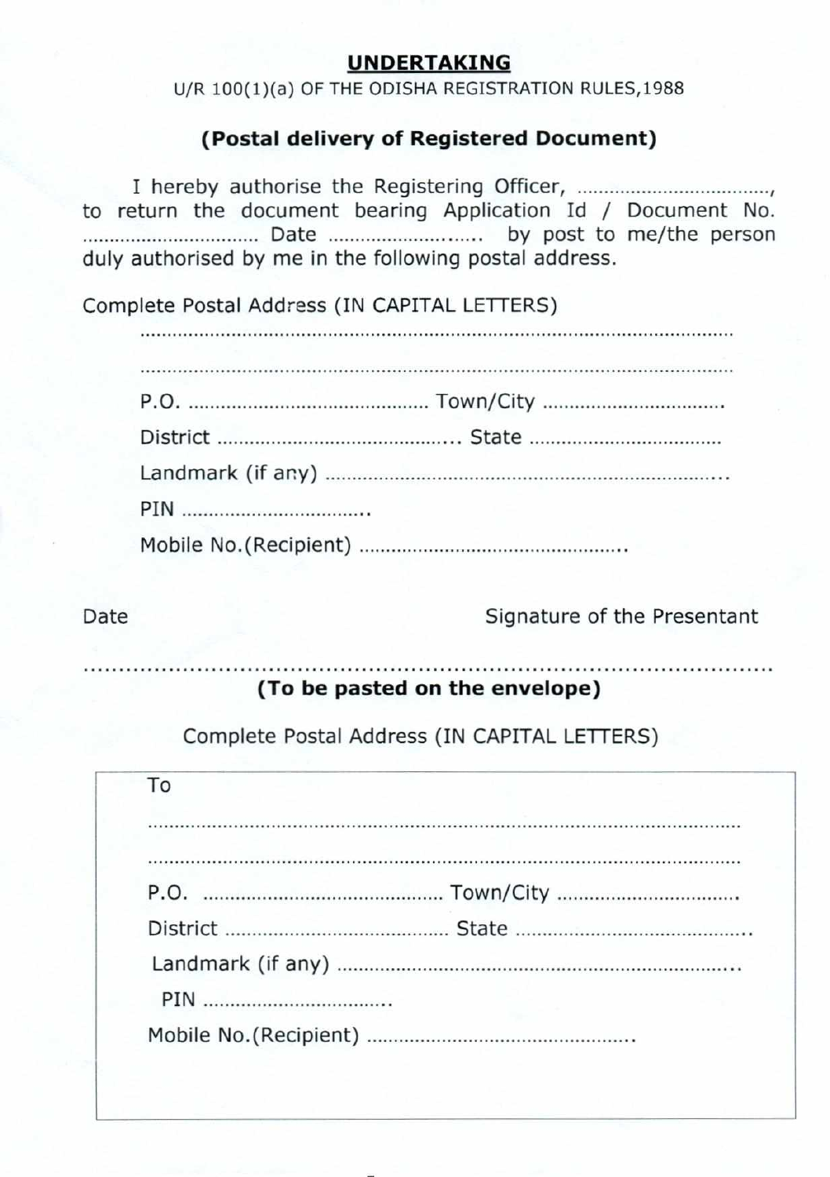## UNDERTAKING

U/R 100(1)(a) OF THE ODISHA REGISTRATION RULES,1988

### (Postal delivery of Registered Document)

I hereby authorise the Registering Officer, ..................................., to return the document bearing Application Id / Document No. ............................... Date ........................... by post to me/the person duly authorised by me in the following postal address.

Complete Postal Address (IN CAPITAL LETTERS)

..........................................................................................................

..........................................................................................................

P.O. ........................................... Town/City ................................

District ........................................... State ..................................

Landmark (if any) ........................................................................

PIN .................................

Mobile No.(Recipient) ...............................................

Date                                                                 Signature of the Presentant

..........................................................................................................

**(To be pasted on the envelope)**

Complete Postal Address (IN CAPITAL LETTERS)

To

..........................................................................................................

..........................................................................................................

P.O. ........................................... Town/City ................................

District ........................................ State ..........................................

Landmark (if any) ........................................................................

PIN .................................

Mobile No.(Recipient) ...............................................